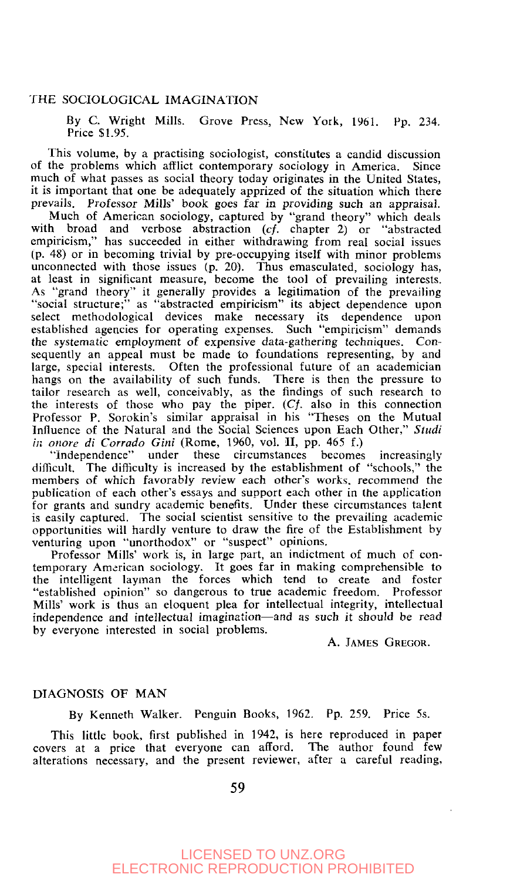## THE SOCIOLOGICAL IMAGINATION

By C. Wright Mills. Grove Press, New York, 1961. Pp. 234. Price $1.95.

This volume, by a practising sociologist, constitutes a candid discussion of the problems which afflict contemporary sociology in America. Since much of what passes as social theory today originates in the United States, it is important that one be adequately apprized of the situation which there prevails. Professor Mills' book goes far in providing such an appraisal.

Much of American sociology, captured by "grand theory" which deals with broad and verbose abstraction (*cf.* chapter 2) or "abstracted empiricism," has succeeded in either withdrawing from real social issues (p. 48) or in becoming trivial by pre-occupying itself with minor problems unconnected with those issues (p. 20). Thus emasculated, sociology has, at least in significant measure, become the tool of prevailing interests. As "grand theory" it generally provides a legitimation of the prevailing "social structure;" as "abstracted empiricism" its abject dependence upon select methodological devices make necessary its dependence upon established agencies for operating expenses. Such "empiricism" demands the systematic employment of expensive data-gathering techniques. Consequently an appeal must be made to foundations representing, by and large, special interests. Often the professional future of an academician hangs on the availability of such funds. There is then the pressure to tailor research as well, conceivably, as the findings of such research to the interests of those who pay the piper. (*Cf.* also in this connection Professor P. Sorokin's similar appraisal in his "Theses on the Mutual Influence of the Natural and the Social Sciences upon Each Other," *Studi in onore di Corrado Gini* (Rome, 1960, vol. II, pp. 465 f.)

"Independence" under these circumstances becomes increasingly difficult. The difficulty is increased by the establishment of "schools," the members of which favorably review each other's works, recommend the publication of each other's essays and support each other in the application for grants and sundry academic benefits. Under these circumstances talent is easily captured. The social scientist sensitive to the prevailing academic opportunities will hardly venture to draw the fire of the Establishment by venturing upon "unorthodox" or "suspect" opinions.

Professor Mills' work is, in large part, an indictment of much of contemporary American sociology. It goes far in making comprehensible to the intelligent layman the forces which tend to create and foster "established opinion" so dangerous to true academic freedom. Professor Mills' work is thus an eloquent plea for intellectual integrity, intellectual independence and intellectual imagination—and as such it should be read by everyone interested in social problems.

A. JAMES GREGOR.

## DIAGNOSIS OF MAN

By Kenneth Walker. Penguin Books, 1962. Pp. 259. Price 5s.

This little book, first published in 1942, is here reproduced in paper covers at a price that everyone can afford. The author found few alterations necessary, and the present reviewer, after a careful reading,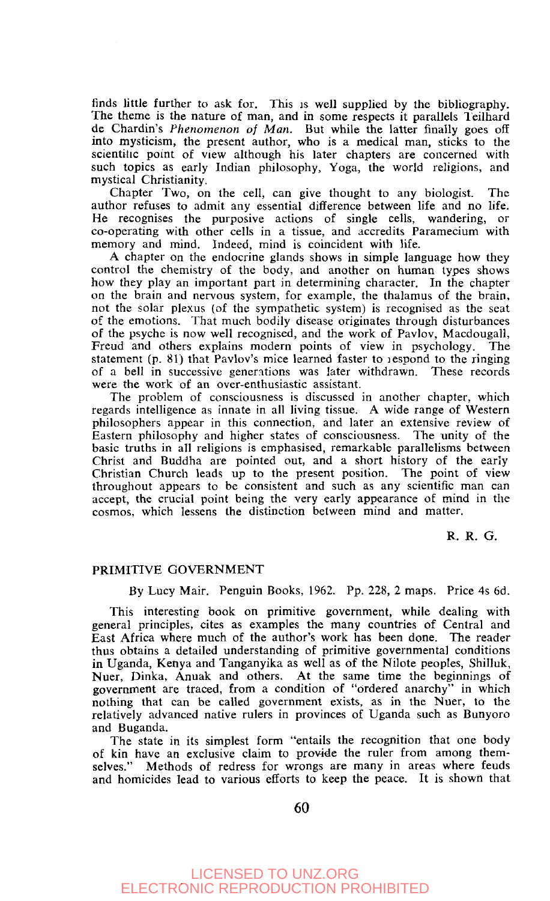finds little further to ask for. This is well supplied by the bibliography. The theme is the nature of man, and in some respects it parallels Teilhard de Chardin's *Phenomenon of Man*. But while the latter finally goes off into mysticism, the present author, who is a medical man, sticks to the scientific point of view although his later chapters are concerned with such topics as early Indian philosophy, Yoga, the world religions, and mystical Christianity.

Chapter Two, on the cell, can give thought to any biologist. The author refuses to admit any essential difference between life and no life. He recognises the purposive actions of single cells, wandering, or co-operating with other cells in a tissue, and accredits Paramecium with memory and mind. Indeed, mind is coincident with life.

A chapter on the endocrine glands shows in simple language how they control the chemistry of the body, and another on human types shows how they play an important part in determining character. In the chapter on the brain and nervous system, for example, the thalamus of the brain, not the solar plexus (of the sympathetic system) is recognised as the seat of the emotions. That much bodily disease originates through disturbances of the psyche is now well recognised, and the work of Pavlov, Macdougall, Freud and others explains modern points of view in psychology. The statement (p. 81) that Pavlov's mice learned faster to respond to the ringing of a bell in successive generations was later withdrawn. These records were the work of an over-enthusiastic assistant.

The problem of consciousness is discussed in another chapter, which regards intelligence as innate in all living tissue. A wide range of Western philosophers appear in this connection, and later an extensive review of Eastern philosophy and higher states of consciousness. The unity of the basic truths in all religions is emphasised, remarkable parallelisms between Christ and Buddha are pointed out, and a short history of the early Christian Church leads up to the present position. The point of view throughout appears to be consistent and such as any scientific man can accept, the crucial point being the very early appearance of mind in the cosmos, which lessens the distinction between mind and matter.

R. R. G.

## PRIMITIVE GOVERNMENT

By Lucy Mair. Penguin Books, 1962. Pp. 228, 2 maps. Price 4s 6d.

This interesting book on primitive government, while dealing with general principles, cites as examples the many countries of Central and East Africa where much of the author's work has been done. The reader thus obtains a detailed understanding of primitive governmental conditions in Uganda, Kenya and Tanganyika as well as of the Nilote peoples, Shilluk, Nuer, Dinka, Anuak and others. At the same time the beginnings of government are traced, from a condition of "ordered anarchy" in which nothing that can be called government exists, as in the Nuer, to the relatively advanced native rulers in provinces of Uganda such as Bunyoro and Buganda.

The state in its simplest form "entails the recognition that one body of kin have an exclusive claim to provide the ruler from among themselves." Methods of redress for wrongs are many in areas where feuds and homicides lead to various efforts to keep the peace. It is shown that